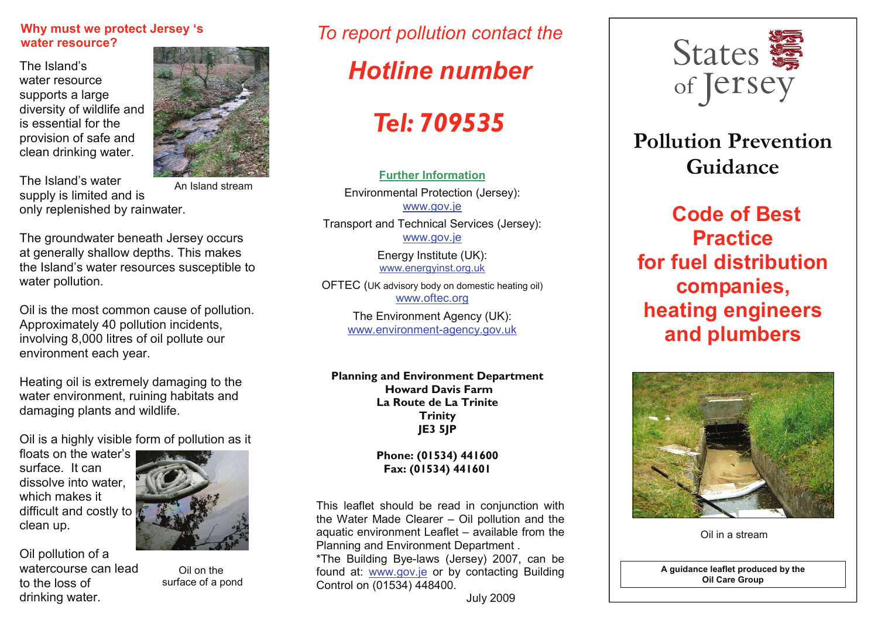## Why must we protect Jersey 's water resource?

The Island's water resource supports a large diversity of wildlife and is essential for the provision of safe and clean drinking water.

An Island stream

The Island's water supply is limited and is only replenished by rainwater.

The groundwater beneath Jersey occurs at generally shallow depths. This makes the Island's water resources susceptible to water pollution.

Oil is the most common cause of pollution. Approximately 40 pollution incidents, involving 8,000 litres of oil pollute our environment each year.

Heating oil is extremely damaging to the water environment, ruining habitats and damaging plants and wildlife.

Oil is a highly visible form of pollution as it floats on the water's surface. It can dissolve into water, which makes it difficult and costly to clean up.

Oil pollution of a watercourse can lead to the loss of drinking water.

Oil on the surface of a pond

*To report pollution contact the*

## *Hotline number*

## *Tel: 709535*

**Further Information**

Environmental Protection (Jersey): www.gov.je

Transport and Technical Services (Jersey): www.gov.je

Energy Institute (UK): www.energyinst.org.uk

OFTEC (UK advisory body on domestic heating oil) www.oftec.org

The Environment Agency (UK): www.environment-agency.gov.uk

**Planning and Environment Department**
**Howard Davis Farm**
**La Route de La Trinite**
**Trinity**
**JE3 5JP**

**Phone: (01534) 441600**
**Fax: (01534) 441601**

This leaflet should be read in conjunction with the Water Made Clearer – Oil pollution and the aquatic environment Leaflet – available from the Planning and Environment Department .
*The Building Bye-laws (Jersey) 2007, can be found at: www.gov.je or by contacting Building Control on (01534) 448400.

July 2009

States of Jersey

# Pollution Prevention Guidance

## Code of Best Practice for fuel distribution companies, heating engineers and plumbers

Oil in a stream

**A guidance leaflet produced by the Oil Care Group**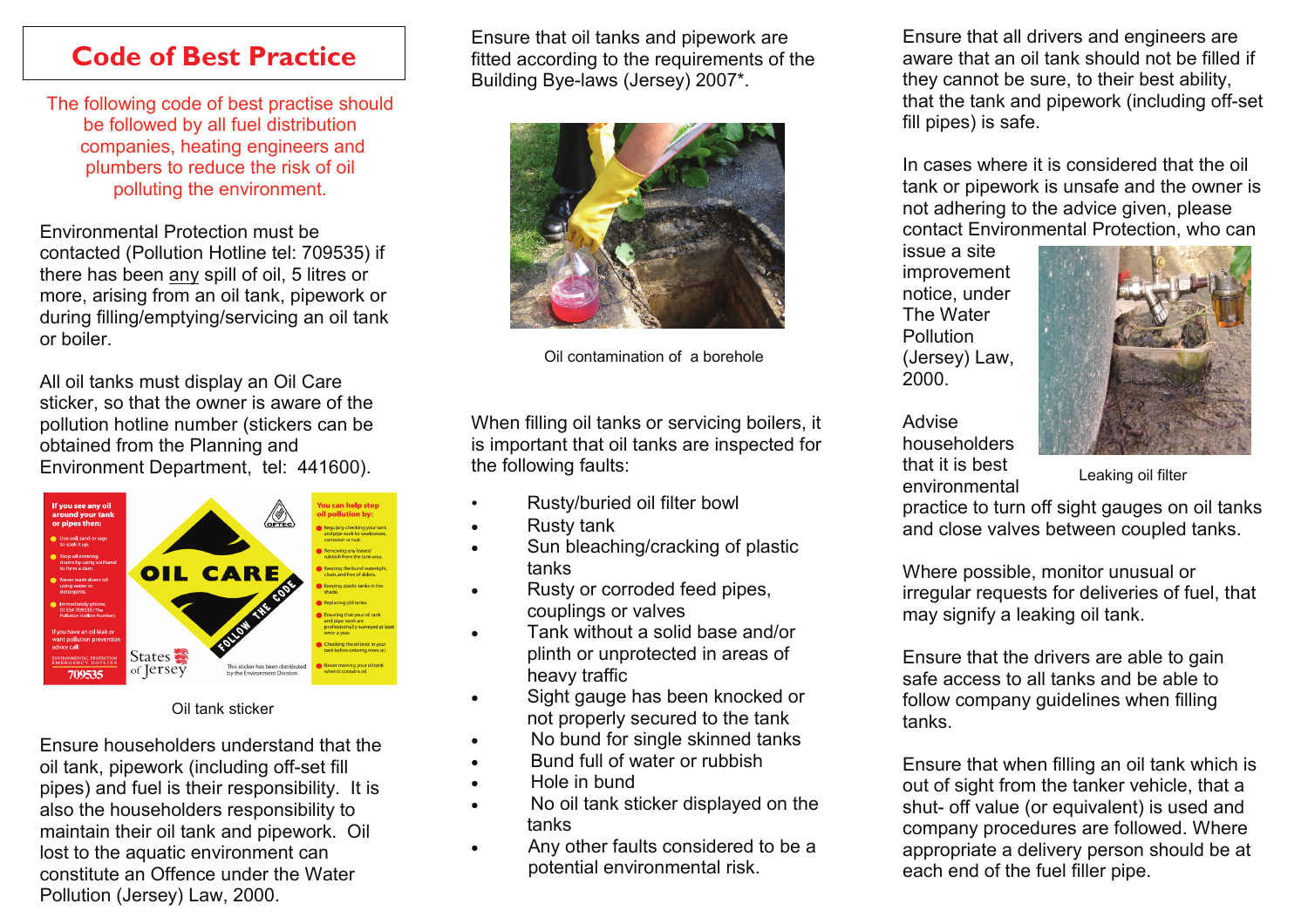# Code of Best Practice

The following code of best practise should be followed by all fuel distribution companies, heating engineers and plumbers to reduce the risk of oil polluting the environment.

Environmental Protection must be contacted (Pollution Hotline tel: 709535) if there has been any spill of oil, 5 litres or more, arising from an oil tank, pipework or during filling/emptying/servicing an oil tank or boiler.

All oil tanks must display an Oil Care sticker, so that the owner is aware of the pollution hotline number (stickers can be obtained from the Planning and Environment Department, tel: 441600).

Oil tank sticker

Ensure householders understand that the oil tank, pipework (including off-set fill pipes) and fuel is their responsibility. It is also the householders responsibility to maintain their oil tank and pipework. Oil lost to the aquatic environment can constitute an Offence under the Water Pollution (Jersey) Law, 2000.

Ensure that oil tanks and pipework are fitted according to the requirements of the Building Bye-laws (Jersey) 2007*.

Oil contamination of a borehole

When filling oil tanks or servicing boilers, it is important that oil tanks are inspected for the following faults:

- Rusty/buried oil filter bowl
- Rusty tank
- Sun bleaching/cracking of plastic tanks
- Rusty or corroded feed pipes, couplings or valves
- Tank without a solid base and/or plinth or unprotected in areas of heavy traffic
- Sight gauge has been knocked or not properly secured to the tank
- No bund for single skinned tanks
- Bund full of water or rubbish
- Hole in bund
- No oil tank sticker displayed on the tanks
- Any other faults considered to be a potential environmental risk.

Ensure that all drivers and engineers are aware that an oil tank should not be filled if they cannot be sure, to their best ability, that the tank and pipework (including off-set fill pipes) is safe.

In cases where it is considered that the oil tank or pipework is unsafe and the owner is not adhering to the advice given, please contact Environmental Protection, who can issue a site improvement notice, under The Water Pollution (Jersey) Law, 2000.

Leaking oil filter

Advise householders that it is best environmental practice to turn off sight gauges on oil tanks and close valves between coupled tanks.

Where possible, monitor unusual or irregular requests for deliveries of fuel, that may signify a leaking oil tank.

Ensure that the drivers are able to gain safe access to all tanks and be able to follow company guidelines when filling tanks.

Ensure that when filling an oil tank which is out of sight from the tanker vehicle, that a shut- off value (or equivalent) is used and company procedures are followed. Where appropriate a delivery person should be at each end of the fuel filler pipe.